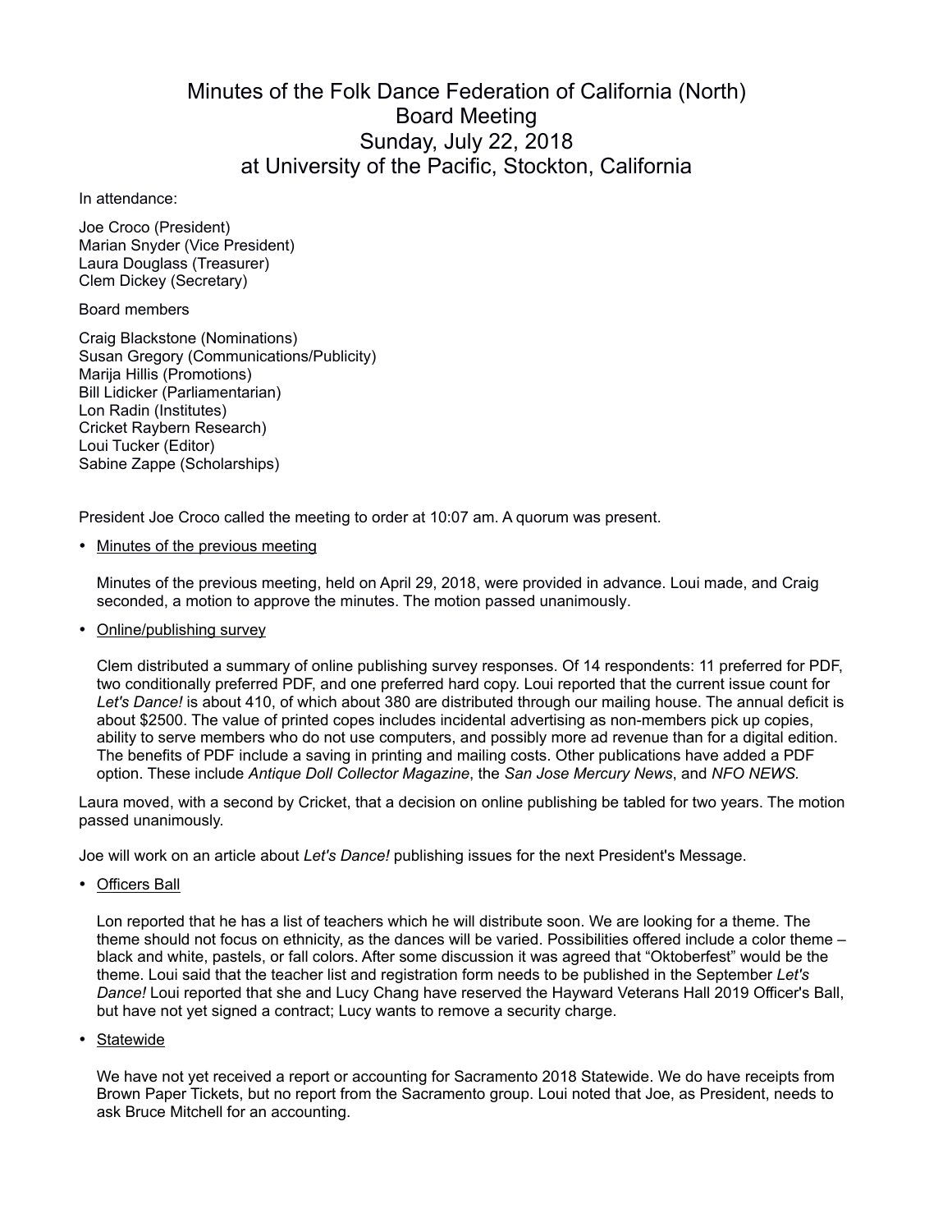# Minutes of the Folk Dance Federation of California (North) Board Meeting Sunday, July 22, 2018 at University of the Pacific, Stockton, California

In attendance:

Joe Croco (President)
Marian Snyder (Vice President)
Laura Douglass (Treasurer)
Clem Dickey (Secretary)

Board members

Craig Blackstone (Nominations)
Susan Gregory (Communications/Publicity)
Marija Hillis (Promotions)
Bill Lidicker (Parliamentarian)
Lon Radin (Institutes)
Cricket Raybern Research)
Loui Tucker (Editor)
Sabine Zappe (Scholarships)

President Joe Croco called the meeting to order at 10:07 am. A quorum was present.

- <u>Minutes of the previous meeting</u>

  Minutes of the previous meeting, held on April 29, 2018, were provided in advance. Loui made, and Craig seconded, a motion to approve the minutes. The motion passed unanimously.

- <u>Online/publishing survey</u>

  Clem distributed a summary of online publishing survey responses. Of 14 respondents: 11 preferred for PDF, two conditionally preferred PDF, and one preferred hard copy. Loui reported that the current issue count for *Let's Dance!* is about 410, of which about 380 are distributed through our mailing house. The annual deficit is about $2500. The value of printed copes includes incidental advertising as non-members pick up copies, ability to serve members who do not use computers, and possibly more ad revenue than for a digital edition. The benefits of PDF include a saving in printing and mailing costs. Other publications have added a PDF option. These include *Antique Doll Collector Magazine*, the *San Jose Mercury News*, and *NFO NEWS*.

Laura moved, with a second by Cricket, that a decision on online publishing be tabled for two years. The motion passed unanimously.

Joe will work on an article about *Let's Dance!* publishing issues for the next President's Message.

- <u>Officers Ball</u>

  Lon reported that he has a list of teachers which he will distribute soon. We are looking for a theme. The theme should not focus on ethnicity, as the dances will be varied. Possibilities offered include a color theme – black and white, pastels, or fall colors. After some discussion it was agreed that "Oktoberfest" would be the theme. Loui said that the teacher list and registration form needs to be published in the September *Let's Dance!* Loui reported that she and Lucy Chang have reserved the Hayward Veterans Hall 2019 Officer's Ball, but have not yet signed a contract; Lucy wants to remove a security charge.

- <u>Statewide</u>

  We have not yet received a report or accounting for Sacramento 2018 Statewide. We do have receipts from Brown Paper Tickets, but no report from the Sacramento group. Loui noted that Joe, as President, needs to ask Bruce Mitchell for an accounting.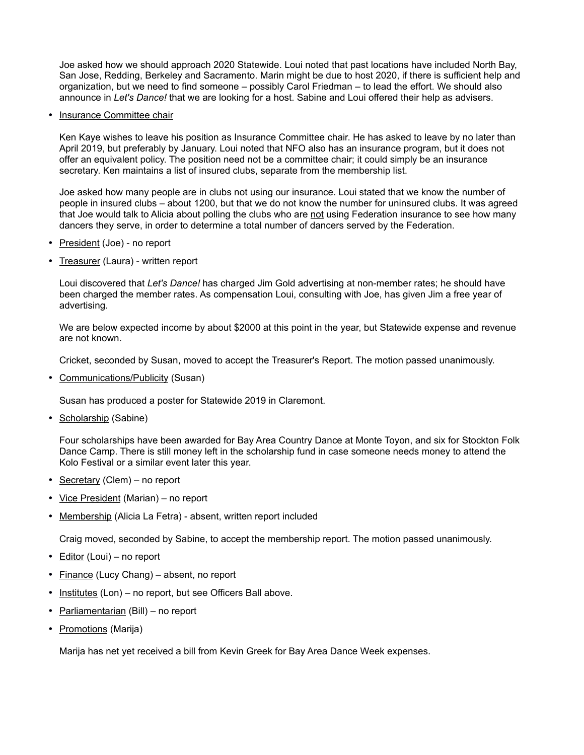Joe asked how we should approach 2020 Statewide. Loui noted that past locations have included North Bay, San Jose, Redding, Berkeley and Sacramento. Marin might be due to host 2020, if there is sufficient help and organization, but we need to find someone – possibly Carol Friedman – to lead the effort. We should also announce in *Let's Dance!* that we are looking for a host. Sabine and Loui offered their help as advisers.

- <u>Insurance Committee chair</u>

  Ken Kaye wishes to leave his position as Insurance Committee chair. He has asked to leave by no later than April 2019, but preferably by January. Loui noted that NFO also has an insurance program, but it does not offer an equivalent policy. The position need not be a committee chair; it could simply be an insurance secretary. Ken maintains a list of insured clubs, separate from the membership list.

  Joe asked how many people are in clubs not using our insurance. Loui stated that we know the number of people in insured clubs – about 1200, but that we do not know the number for uninsured clubs. It was agreed that Joe would talk to Alicia about polling the clubs who are <u>not</u> using Federation insurance to see how many dancers they serve, in order to determine a total number of dancers served by the Federation.

- <u>President</u> (Joe) - no report

- <u>Treasurer</u> (Laura) - written report

  Loui discovered that *Let's Dance!* has charged Jim Gold advertising at non-member rates; he should have been charged the member rates. As compensation Loui, consulting with Joe, has given Jim a free year of advertising.

  We are below expected income by about $2000 at this point in the year, but Statewide expense and revenue are not known.

  Cricket, seconded by Susan, moved to accept the Treasurer's Report. The motion passed unanimously.

- <u>Communications/Publicity</u> (Susan)

  Susan has produced a poster for Statewide 2019 in Claremont.

- <u>Scholarship</u> (Sabine)

  Four scholarships have been awarded for Bay Area Country Dance at Monte Toyon, and six for Stockton Folk Dance Camp. There is still money left in the scholarship fund in case someone needs money to attend the Kolo Festival or a similar event later this year.

- <u>Secretary</u> (Clem) – no report

- <u>Vice President</u> (Marian) – no report

- <u>Membership</u> (Alicia La Fetra) - absent, written report included

  Craig moved, seconded by Sabine, to accept the membership report. The motion passed unanimously.

- <u>Editor</u> (Loui) – no report

- <u>Finance</u> (Lucy Chang) – absent, no report

- <u>Institutes</u> (Lon) – no report, but see Officers Ball above.

- <u>Parliamentarian</u> (Bill) – no report

- <u>Promotions</u> (Marija)

  Marija has net yet received a bill from Kevin Greek for Bay Area Dance Week expenses.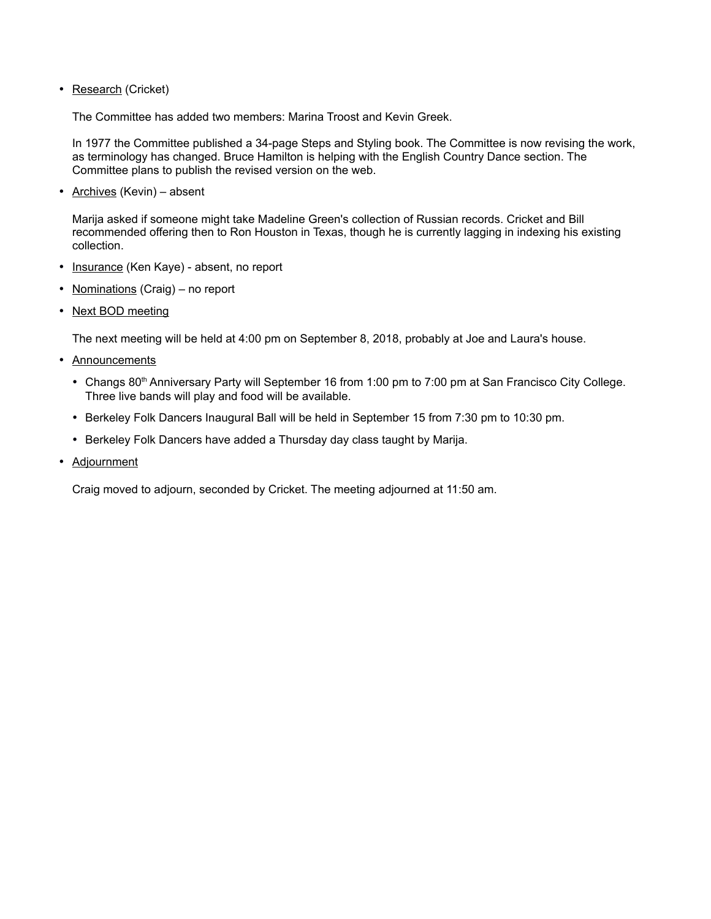- Research (Cricket)

  The Committee has added two members: Marina Troost and Kevin Greek.

  In 1977 the Committee published a 34-page Steps and Styling book. The Committee is now revising the work, as terminology has changed. Bruce Hamilton is helping with the English Country Dance section. The Committee plans to publish the revised version on the web.

- Archives (Kevin) – absent

  Marija asked if someone might take Madeline Green's collection of Russian records. Cricket and Bill recommended offering then to Ron Houston in Texas, though he is currently lagging in indexing his existing collection.

- Insurance (Ken Kaye) - absent, no report

- Nominations (Craig) – no report

- Next BOD meeting

  The next meeting will be held at 4:00 pm on September 8, 2018, probably at Joe and Laura's house.

- Announcements

  - Changs 80th Anniversary Party will September 16 from 1:00 pm to 7:00 pm at San Francisco City College. Three live bands will play and food will be available.
  - Berkeley Folk Dancers Inaugural Ball will be held in September 15 from 7:30 pm to 10:30 pm.
  - Berkeley Folk Dancers have added a Thursday day class taught by Marija.

- Adjournment

  Craig moved to adjourn, seconded by Cricket. The meeting adjourned at 11:50 am.